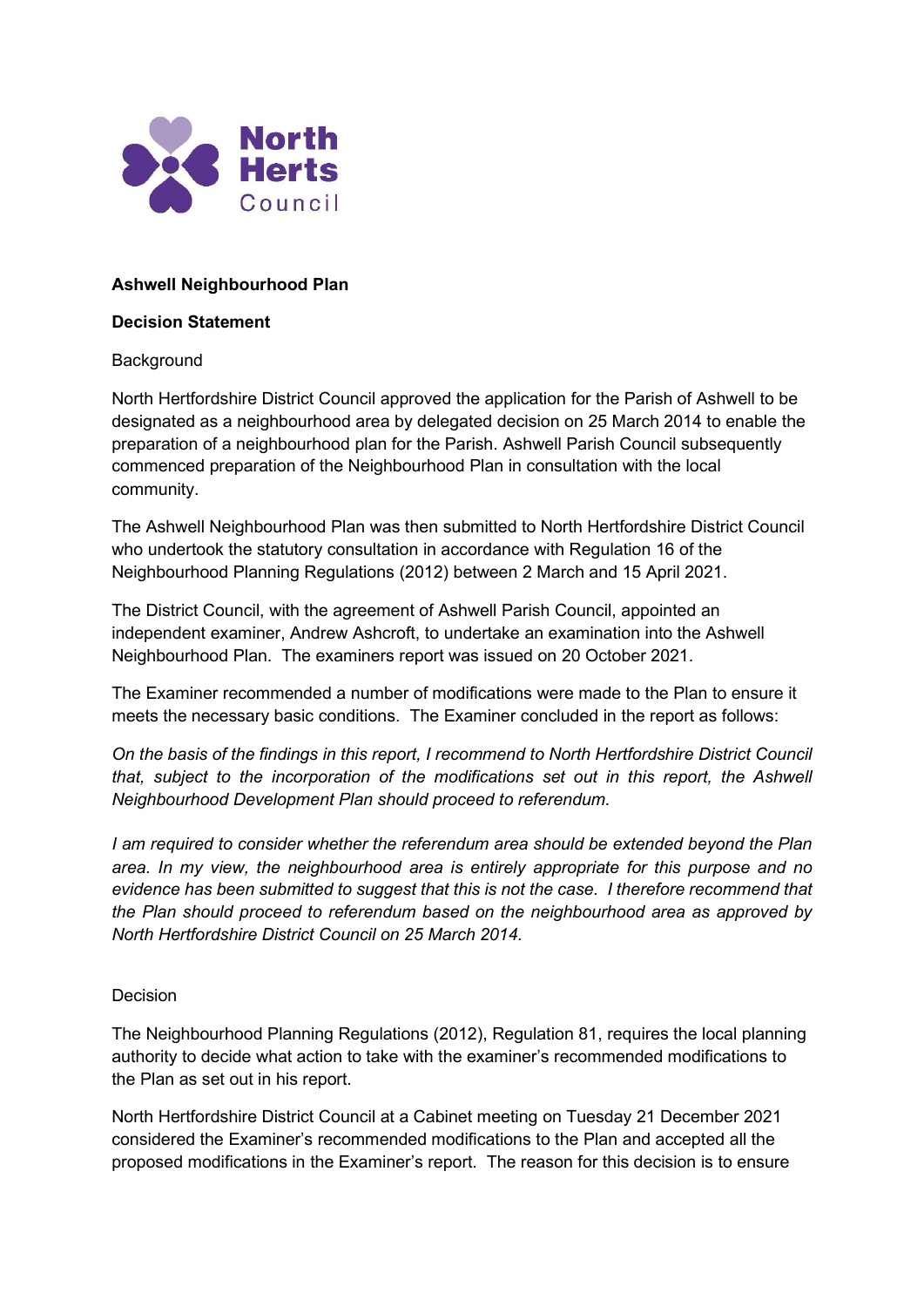North Herts Council

**Ashwell Neighbourhood Plan**

**Decision Statement**

Background

North Hertfordshire District Council approved the application for the Parish of Ashwell to be designated as a neighbourhood area by delegated decision on 25 March 2014 to enable the preparation of a neighbourhood plan for the Parish. Ashwell Parish Council subsequently commenced preparation of the Neighbourhood Plan in consultation with the local community.

The Ashwell Neighbourhood Plan was then submitted to North Hertfordshire District Council who undertook the statutory consultation in accordance with Regulation 16 of the Neighbourhood Planning Regulations (2012) between 2 March and 15 April 2021.

The District Council, with the agreement of Ashwell Parish Council, appointed an independent examiner, Andrew Ashcroft, to undertake an examination into the Ashwell Neighbourhood Plan. The examiners report was issued on 20 October 2021.

The Examiner recommended a number of modifications were made to the Plan to ensure it meets the necessary basic conditions. The Examiner concluded in the report as follows:

*On the basis of the findings in this report, I recommend to North Hertfordshire District Council that, subject to the incorporation of the modifications set out in this report, the Ashwell Neighbourhood Development Plan should proceed to referendum.*

*I am required to consider whether the referendum area should be extended beyond the Plan area. In my view, the neighbourhood area is entirely appropriate for this purpose and no evidence has been submitted to suggest that this is not the case. I therefore recommend that the Plan should proceed to referendum based on the neighbourhood area as approved by North Hertfordshire District Council on 25 March 2014.*

Decision

The Neighbourhood Planning Regulations (2012), Regulation 81, requires the local planning authority to decide what action to take with the examiner's recommended modifications to the Plan as set out in his report.

North Hertfordshire District Council at a Cabinet meeting on Tuesday 21 December 2021 considered the Examiner's recommended modifications to the Plan and accepted all the proposed modifications in the Examiner's report. The reason for this decision is to ensure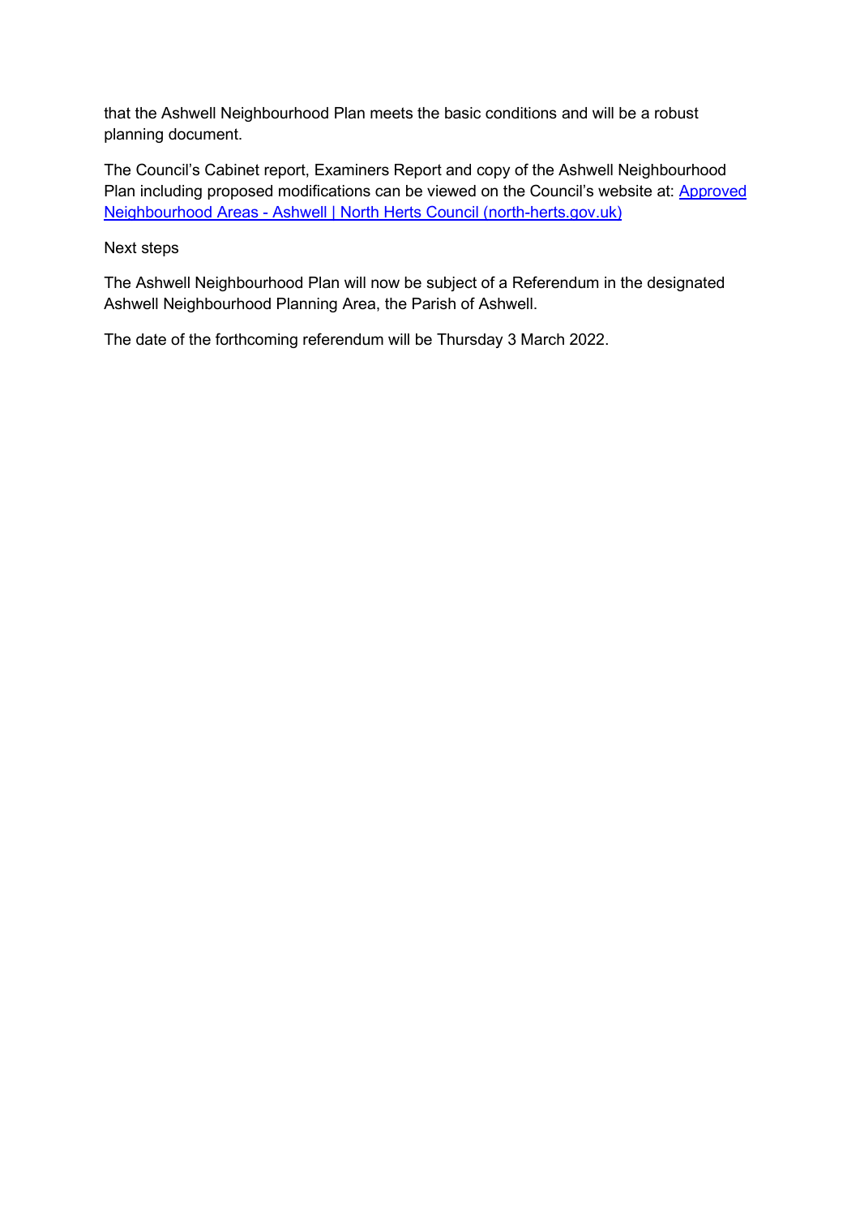that the Ashwell Neighbourhood Plan meets the basic conditions and will be a robust planning document.

The Council's Cabinet report, Examiners Report and copy of the Ashwell Neighbourhood Plan including proposed modifications can be viewed on the Council's website at: [Approved Neighbourhood Areas - Ashwell | North Herts Council (north-herts.gov.uk)]

Next steps

The Ashwell Neighbourhood Plan will now be subject of a Referendum in the designated Ashwell Neighbourhood Planning Area, the Parish of Ashwell.

The date of the forthcoming referendum will be Thursday 3 March 2022.